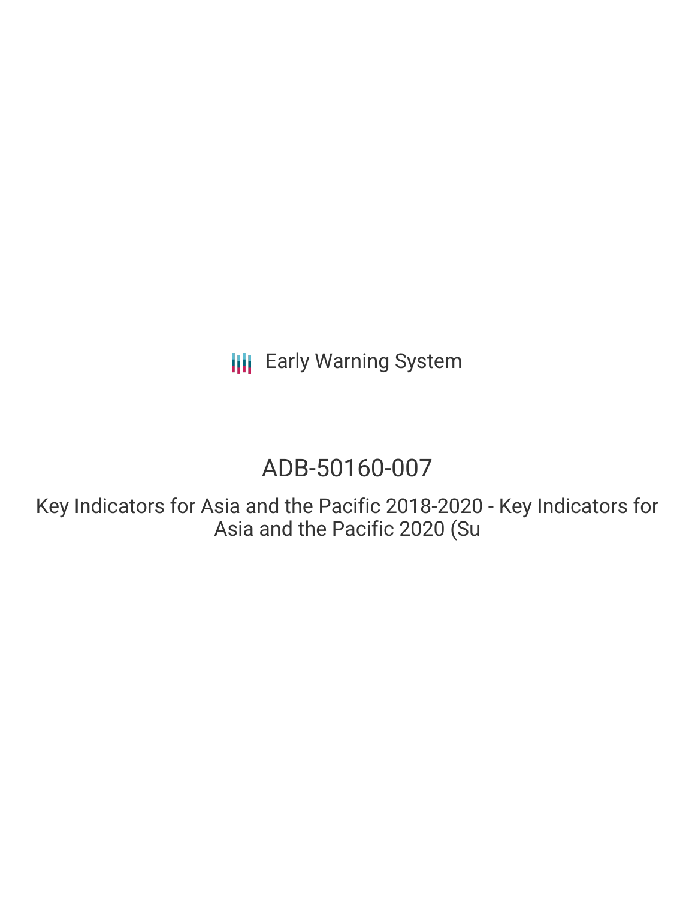Early Warning System

# ADB-50160-007

Key Indicators for Asia and the Pacific 2018-2020 - Key Indicators for Asia and the Pacific 2020 (Su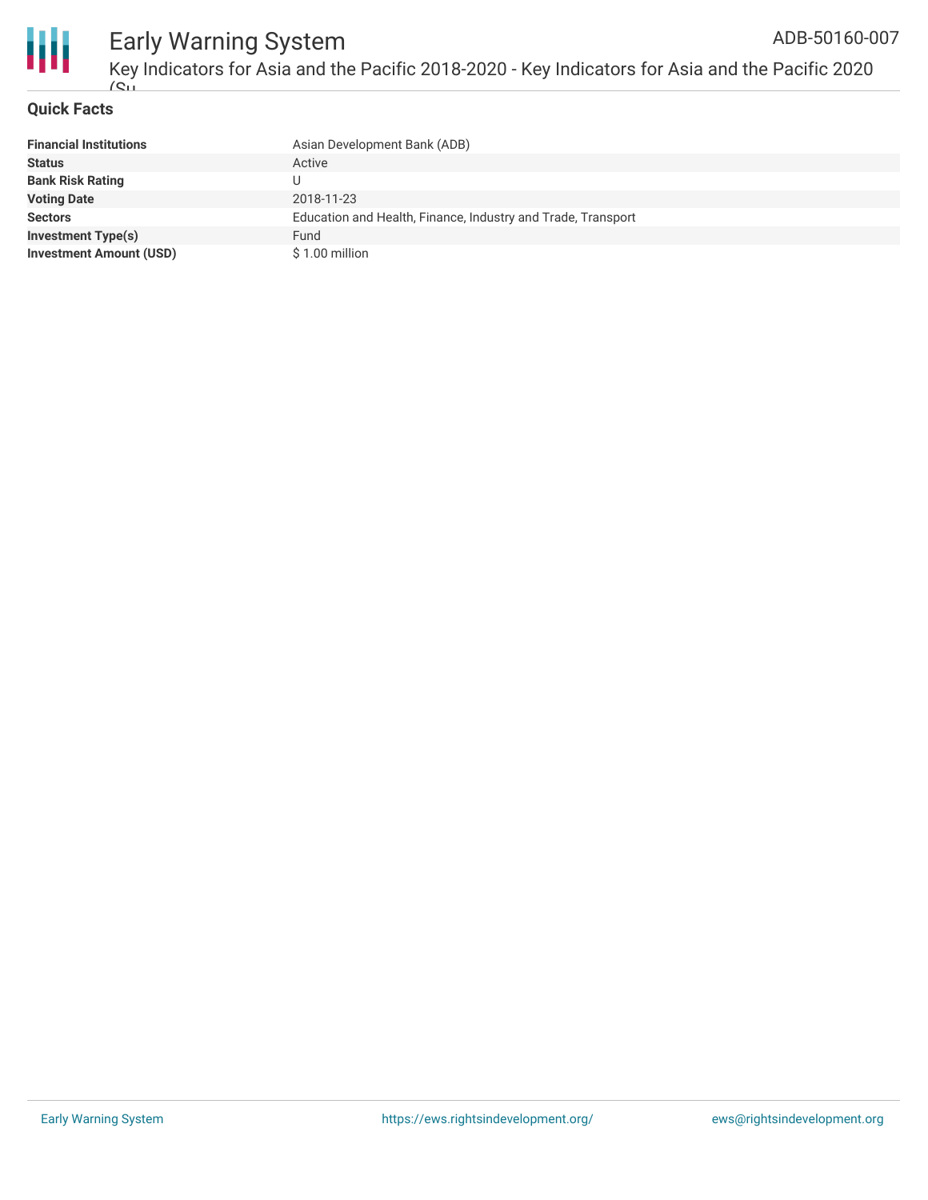## Quick Facts

| | |
|---|---|
| **Financial Institutions** | Asian Development Bank (ADB) |
| **Status** | Active |
| **Bank Risk Rating** | U |
| **Voting Date** | 2018-11-23 |
| **Sectors** | Education and Health, Finance, Industry and Trade, Transport |
| **Investment Type(s)** | Fund |
| **Investment Amount (USD)** | $ 1.00 million |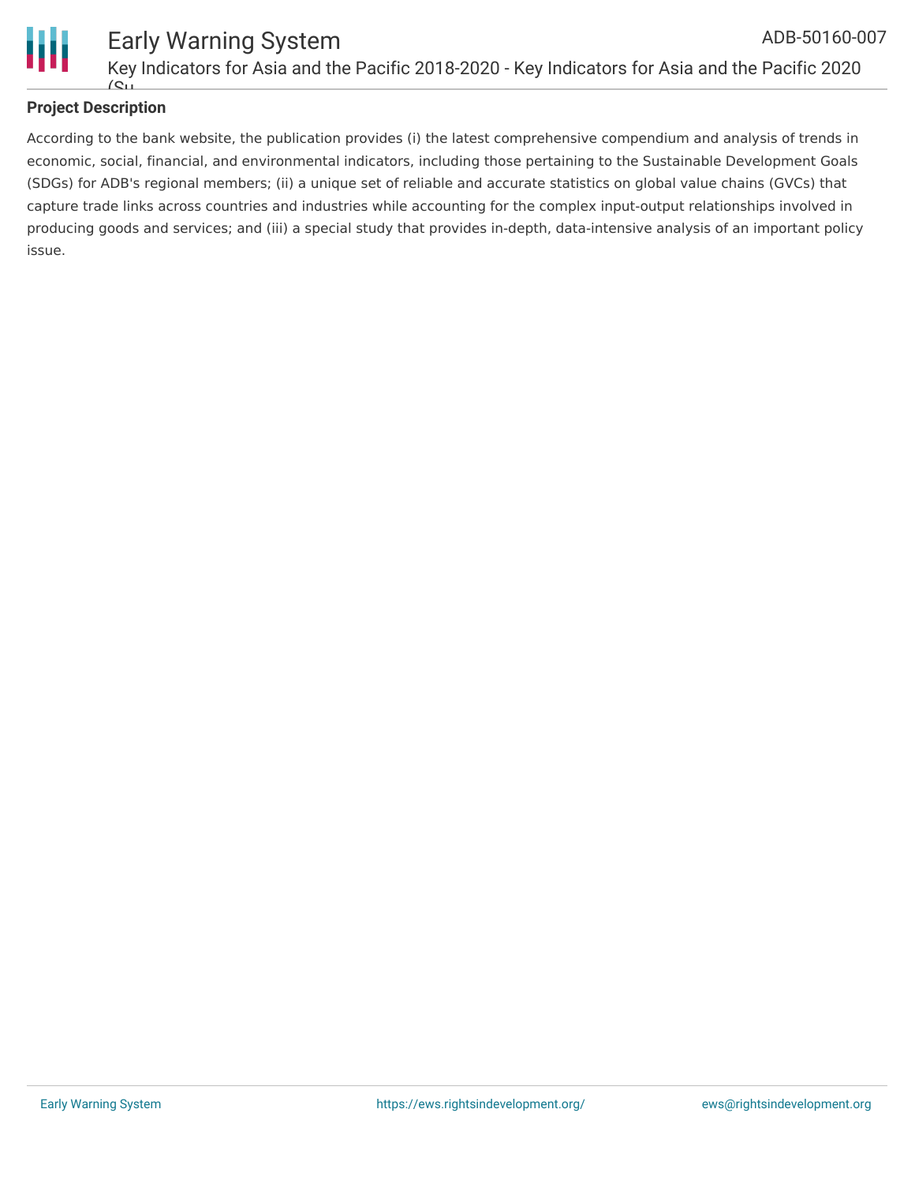### Project Description

According to the bank website, the publication provides (i) the latest comprehensive compendium and analysis of trends in economic, social, financial, and environmental indicators, including those pertaining to the Sustainable Development Goals (SDGs) for ADB's regional members; (ii) a unique set of reliable and accurate statistics on global value chains (GVCs) that capture trade links across countries and industries while accounting for the complex input-output relationships involved in producing goods and services; and (iii) a special study that provides in-depth, data-intensive analysis of an important policy issue.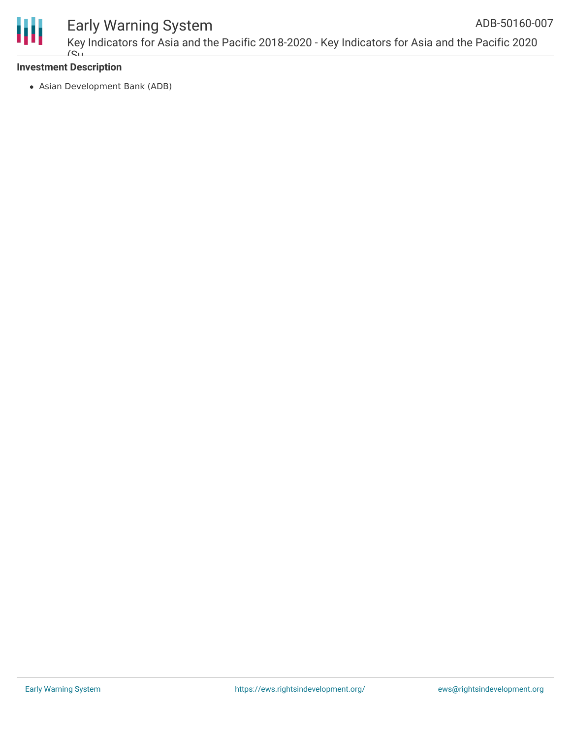**Investment Description**

- Asian Development Bank (ADB)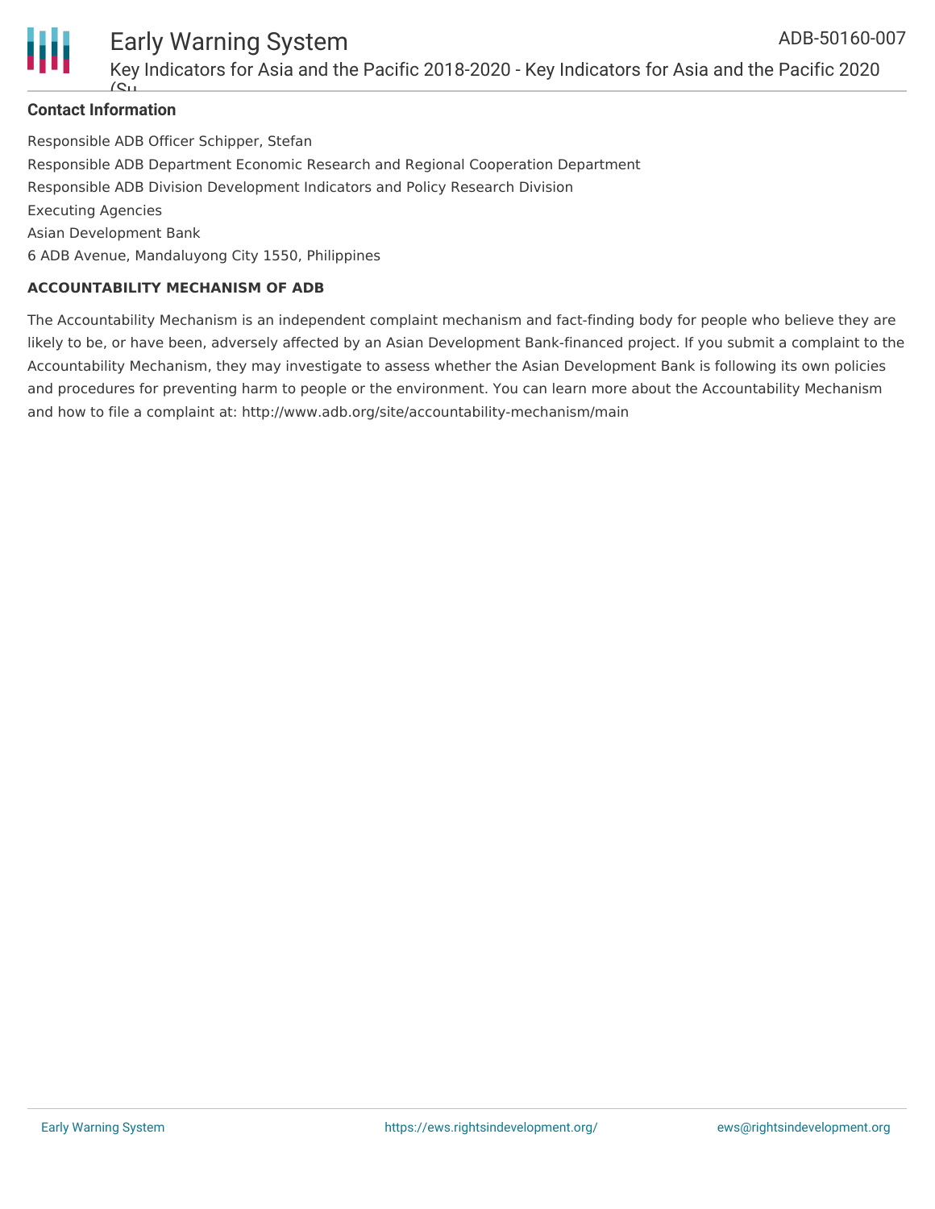**Contact Information**

Responsible ADB Officer Schipper, Stefan

Responsible ADB Department Economic Research and Regional Cooperation Department

Responsible ADB Division Development Indicators and Policy Research Division

Executing Agencies

Asian Development Bank

6 ADB Avenue, Mandaluyong City 1550, Philippines

**ACCOUNTABILITY MECHANISM OF ADB**

The Accountability Mechanism is an independent complaint mechanism and fact-finding body for people who believe they are likely to be, or have been, adversely affected by an Asian Development Bank-financed project. If you submit a complaint to the Accountability Mechanism, they may investigate to assess whether the Asian Development Bank is following its own policies and procedures for preventing harm to people or the environment. You can learn more about the Accountability Mechanism and how to file a complaint at: http://www.adb.org/site/accountability-mechanism/main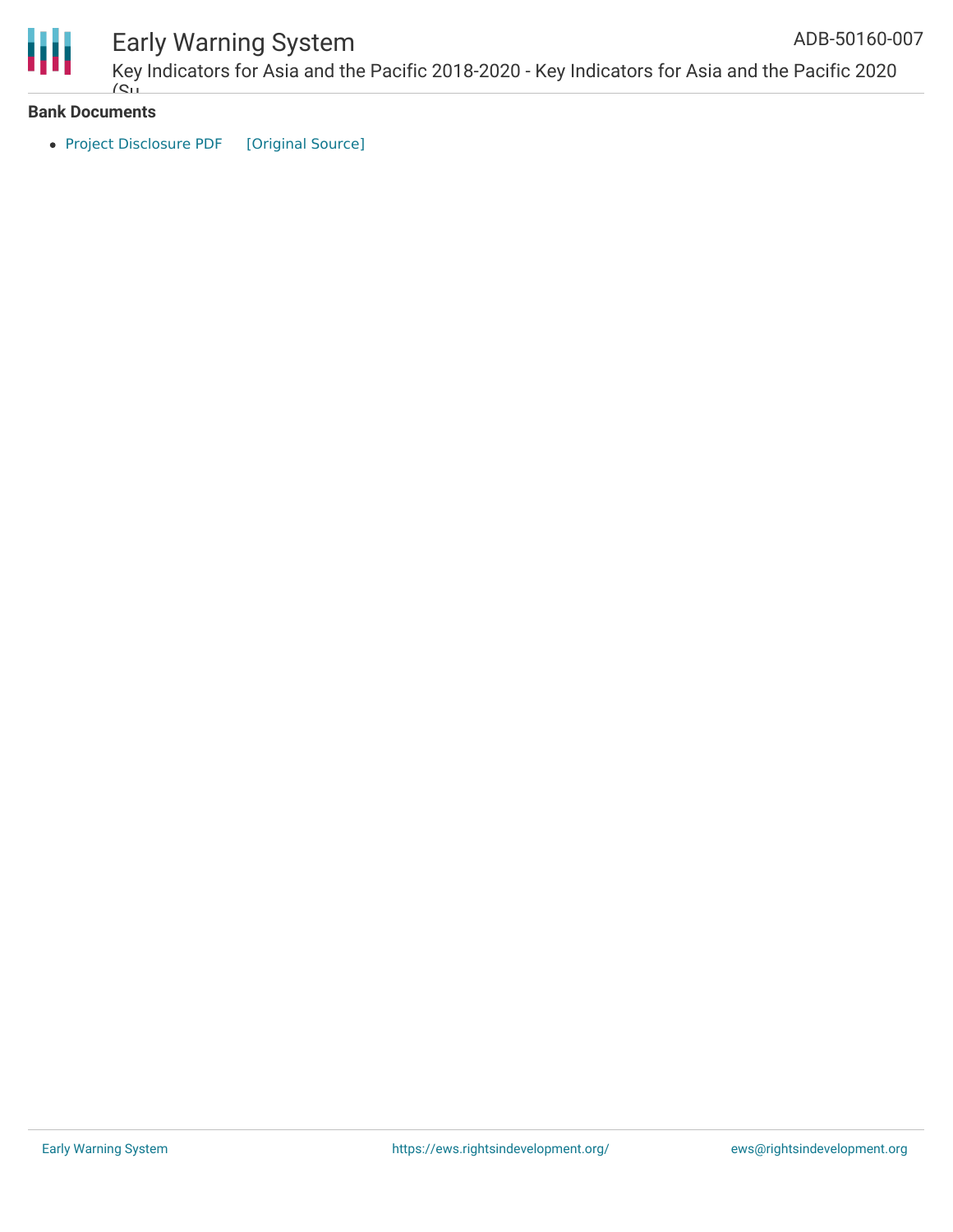## Bank Documents

- Project Disclosure PDF [Original Source]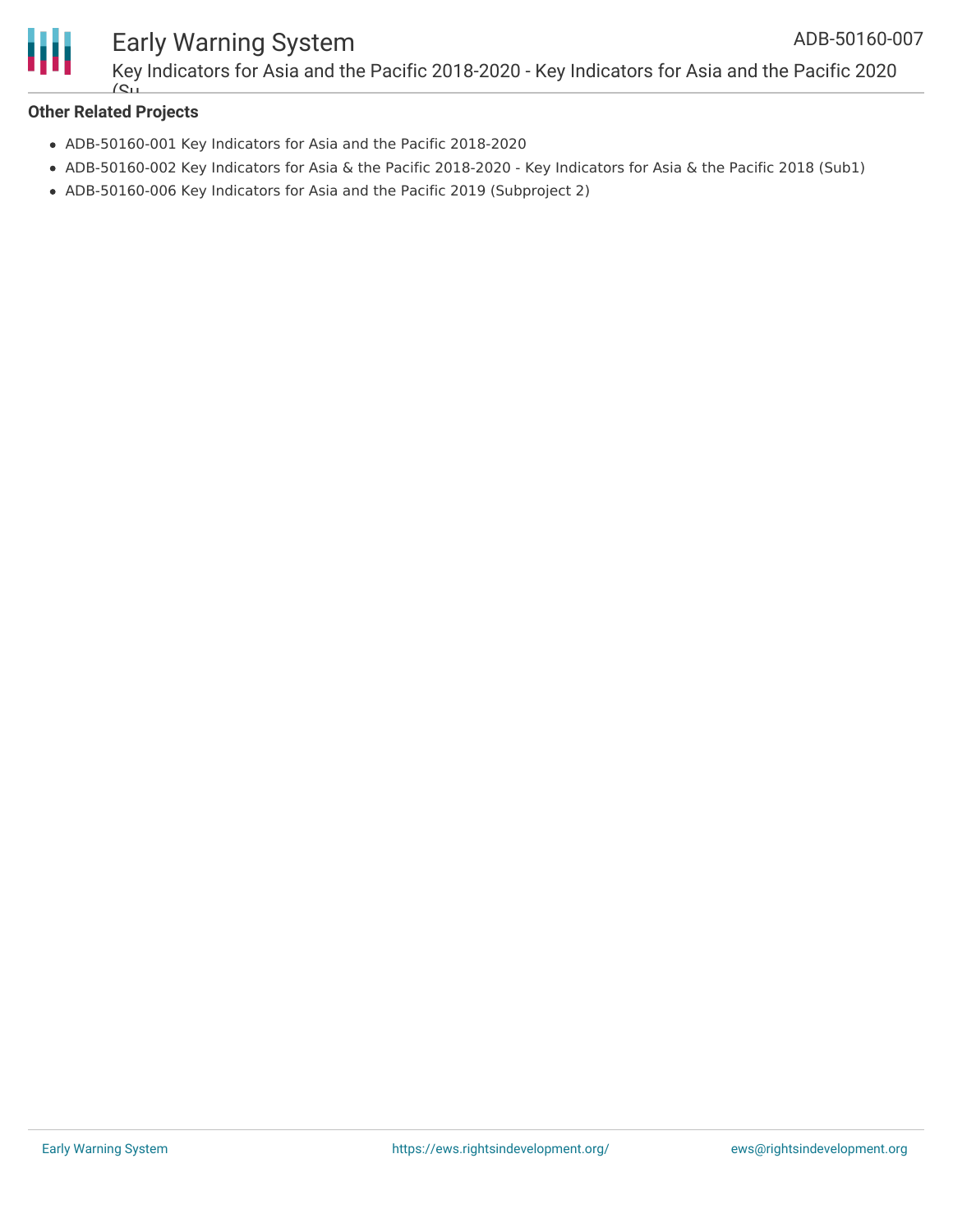**Other Related Projects**

- ADB-50160-001 Key Indicators for Asia and the Pacific 2018-2020
- ADB-50160-002 Key Indicators for Asia & the Pacific 2018-2020 - Key Indicators for Asia & the Pacific 2018 (Sub1)
- ADB-50160-006 Key Indicators for Asia and the Pacific 2019 (Subproject 2)